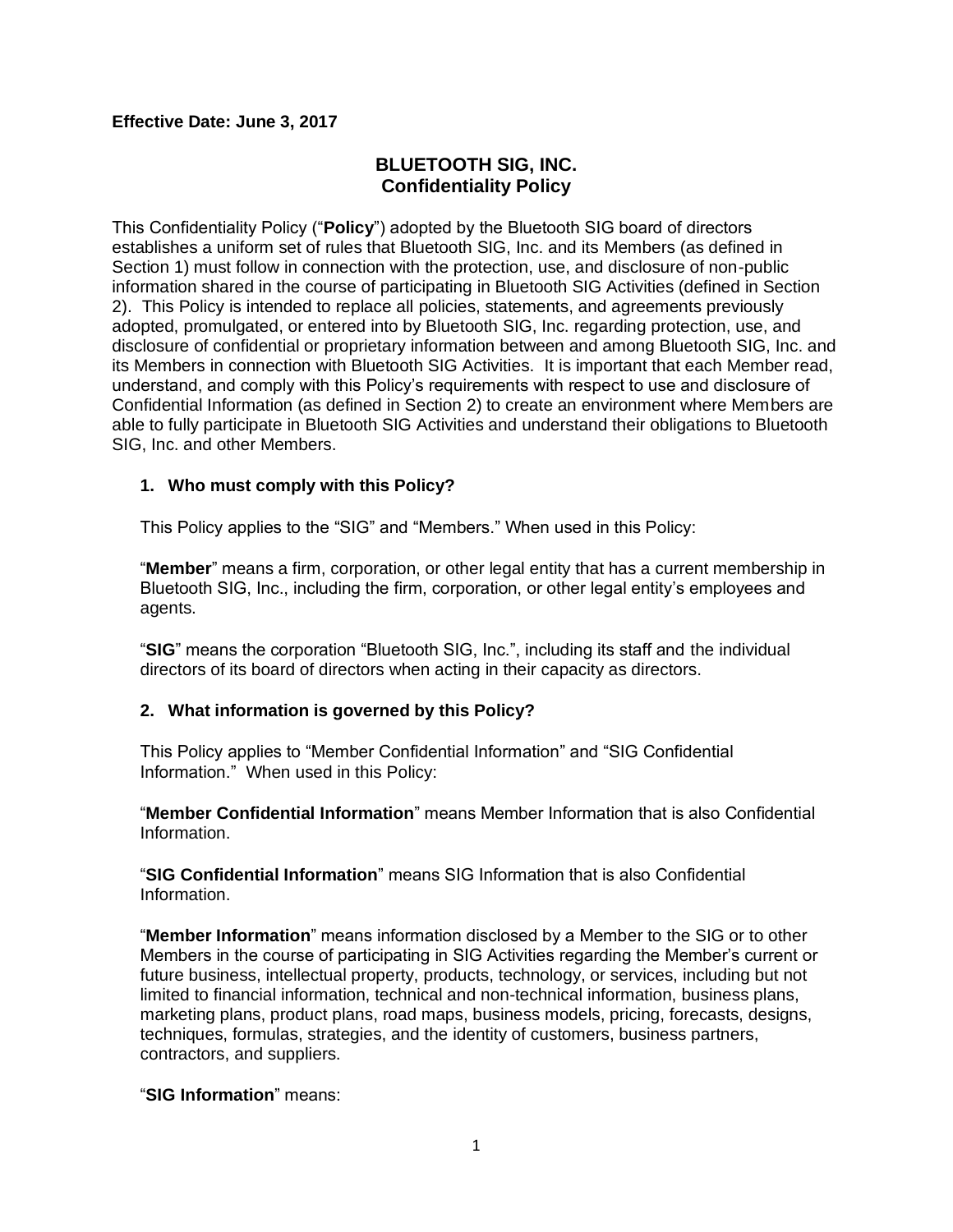**Effective Date: June 3, 2017**

# BLUETOOTH SIG, INC.
## Confidentiality Policy

This Confidentiality Policy ("**Policy**") adopted by the Bluetooth SIG board of directors establishes a uniform set of rules that Bluetooth SIG, Inc. and its Members (as defined in Section 1) must follow in connection with the protection, use, and disclosure of non-public information shared in the course of participating in Bluetooth SIG Activities (defined in Section 2). This Policy is intended to replace all policies, statements, and agreements previously adopted, promulgated, or entered into by Bluetooth SIG, Inc. regarding protection, use, and disclosure of confidential or proprietary information between and among Bluetooth SIG, Inc. and its Members in connection with Bluetooth SIG Activities. It is important that each Member read, understand, and comply with this Policy's requirements with respect to use and disclosure of Confidential Information (as defined in Section 2) to create an environment where Members are able to fully participate in Bluetooth SIG Activities and understand their obligations to Bluetooth SIG, Inc. and other Members.

### 1. Who must comply with this Policy?

This Policy applies to the "SIG" and "Members." When used in this Policy:

"**Member**" means a firm, corporation, or other legal entity that has a current membership in Bluetooth SIG, Inc., including the firm, corporation, or other legal entity's employees and agents.

"**SIG**" means the corporation "Bluetooth SIG, Inc.", including its staff and the individual directors of its board of directors when acting in their capacity as directors.

### 2. What information is governed by this Policy?

This Policy applies to "Member Confidential Information" and "SIG Confidential Information." When used in this Policy:

"**Member Confidential Information**" means Member Information that is also Confidential Information.

"**SIG Confidential Information**" means SIG Information that is also Confidential Information.

"**Member Information**" means information disclosed by a Member to the SIG or to other Members in the course of participating in SIG Activities regarding the Member's current or future business, intellectual property, products, technology, or services, including but not limited to financial information, technical and non-technical information, business plans, marketing plans, product plans, road maps, business models, pricing, forecasts, designs, techniques, formulas, strategies, and the identity of customers, business partners, contractors, and suppliers.

"**SIG Information**" means: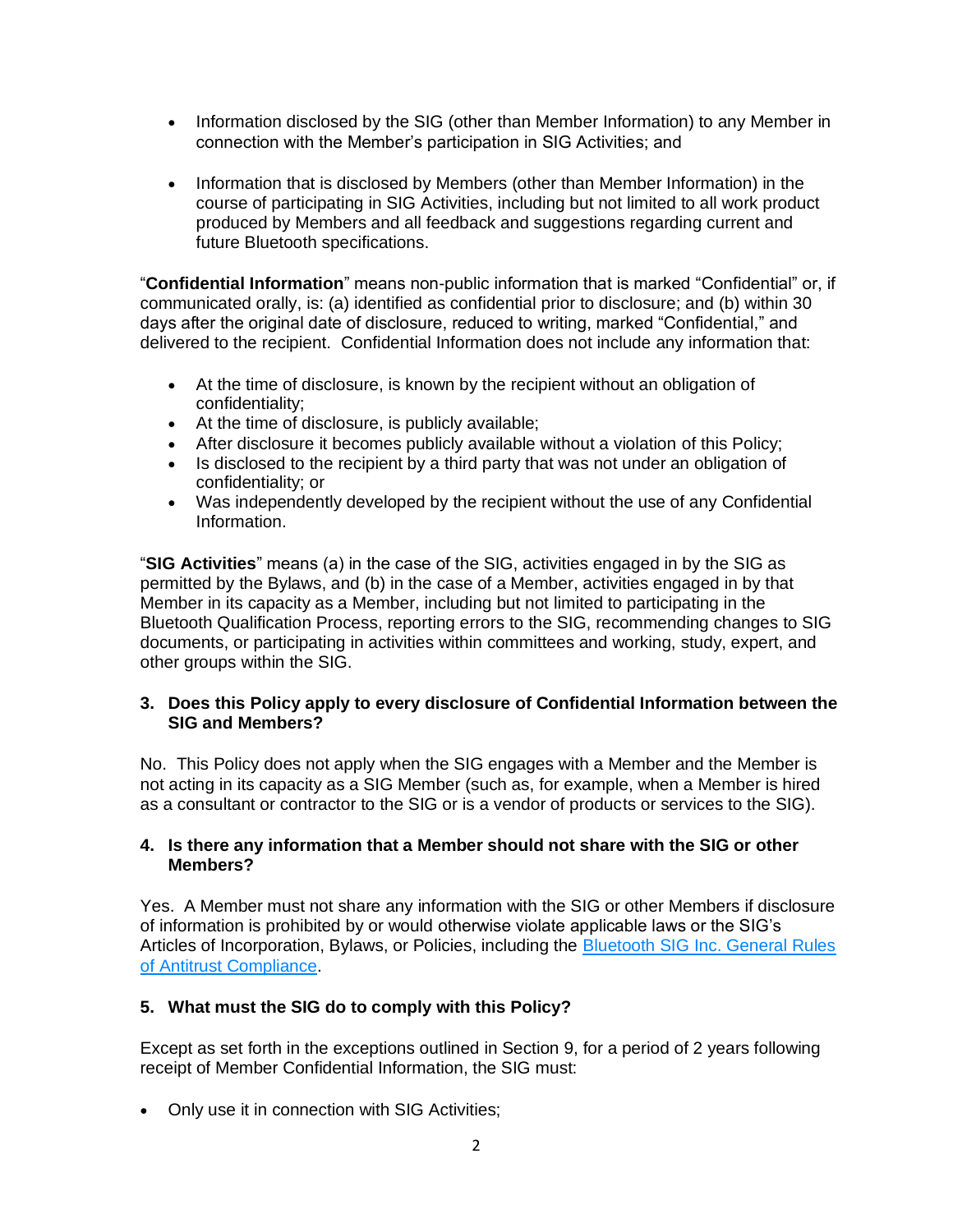- Information disclosed by the SIG (other than Member Information) to any Member in connection with the Member's participation in SIG Activities; and

- Information that is disclosed by Members (other than Member Information) in the course of participating in SIG Activities, including but not limited to all work product produced by Members and all feedback and suggestions regarding current and future Bluetooth specifications.

"**Confidential Information**" means non-public information that is marked "Confidential" or, if communicated orally, is: (a) identified as confidential prior to disclosure; and (b) within 30 days after the original date of disclosure, reduced to writing, marked "Confidential," and delivered to the recipient. Confidential Information does not include any information that:

- At the time of disclosure, is known by the recipient without an obligation of confidentiality;
- At the time of disclosure, is publicly available;
- After disclosure it becomes publicly available without a violation of this Policy;
- Is disclosed to the recipient by a third party that was not under an obligation of confidentiality; or
- Was independently developed by the recipient without the use of any Confidential Information.

"**SIG Activities**" means (a) in the case of the SIG, activities engaged in by the SIG as permitted by the Bylaws, and (b) in the case of a Member, activities engaged in by that Member in its capacity as a Member, including but not limited to participating in the Bluetooth Qualification Process, reporting errors to the SIG, recommending changes to SIG documents, or participating in activities within committees and working, study, expert, and other groups within the SIG.

### 3. Does this Policy apply to every disclosure of Confidential Information between the SIG and Members?

No. This Policy does not apply when the SIG engages with a Member and the Member is not acting in its capacity as a SIG Member (such as, for example, when a Member is hired as a consultant or contractor to the SIG or is a vendor of products or services to the SIG).

### 4. Is there any information that a Member should not share with the SIG or other Members?

Yes. A Member must not share any information with the SIG or other Members if disclosure of information is prohibited by or would otherwise violate applicable laws or the SIG's Articles of Incorporation, Bylaws, or Policies, including the Bluetooth SIG Inc. General Rules of Antitrust Compliance.

### 5. What must the SIG do to comply with this Policy?

Except as set forth in the exceptions outlined in Section 9, for a period of 2 years following receipt of Member Confidential Information, the SIG must:

- Only use it in connection with SIG Activities;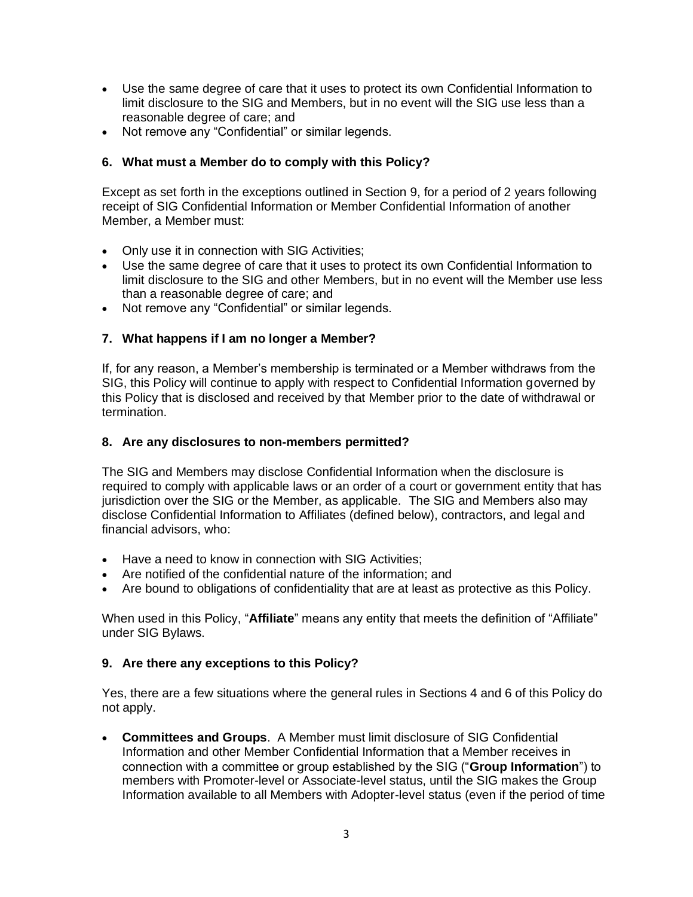- Use the same degree of care that it uses to protect its own Confidential Information to limit disclosure to the SIG and Members, but in no event will the SIG use less than a reasonable degree of care; and
- Not remove any "Confidential" or similar legends.

### 6. What must a Member do to comply with this Policy?

Except as set forth in the exceptions outlined in Section 9, for a period of 2 years following receipt of SIG Confidential Information or Member Confidential Information of another Member, a Member must:

- Only use it in connection with SIG Activities;
- Use the same degree of care that it uses to protect its own Confidential Information to limit disclosure to the SIG and other Members, but in no event will the Member use less than a reasonable degree of care; and
- Not remove any "Confidential" or similar legends.

### 7. What happens if I am no longer a Member?

If, for any reason, a Member's membership is terminated or a Member withdraws from the SIG, this Policy will continue to apply with respect to Confidential Information governed by this Policy that is disclosed and received by that Member prior to the date of withdrawal or termination.

### 8. Are any disclosures to non-members permitted?

The SIG and Members may disclose Confidential Information when the disclosure is required to comply with applicable laws or an order of a court or government entity that has jurisdiction over the SIG or the Member, as applicable. The SIG and Members also may disclose Confidential Information to Affiliates (defined below), contractors, and legal and financial advisors, who:

- Have a need to know in connection with SIG Activities;
- Are notified of the confidential nature of the information; and
- Are bound to obligations of confidentiality that are at least as protective as this Policy.

When used in this Policy, "**Affiliate**" means any entity that meets the definition of "Affiliate" under SIG Bylaws.

### 9. Are there any exceptions to this Policy?

Yes, there are a few situations where the general rules in Sections 4 and 6 of this Policy do not apply.

- **Committees and Groups**. A Member must limit disclosure of SIG Confidential Information and other Member Confidential Information that a Member receives in connection with a committee or group established by the SIG ("**Group Information**") to members with Promoter-level or Associate-level status, until the SIG makes the Group Information available to all Members with Adopter-level status (even if the period of time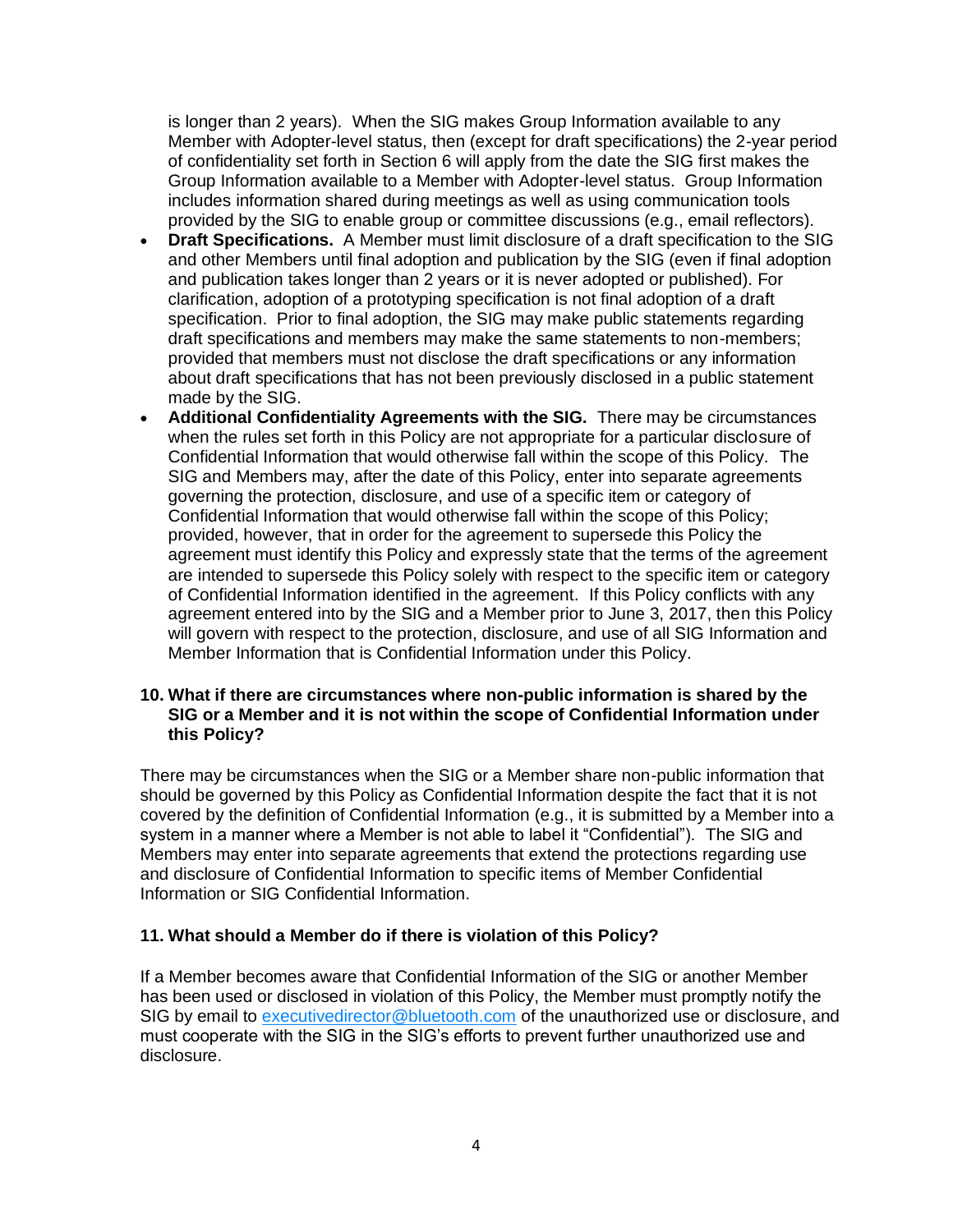is longer than 2 years). When the SIG makes Group Information available to any Member with Adopter-level status, then (except for draft specifications) the 2-year period of confidentiality set forth in Section 6 will apply from the date the SIG first makes the Group Information available to a Member with Adopter-level status. Group Information includes information shared during meetings as well as using communication tools provided by the SIG to enable group or committee discussions (e.g., email reflectors).

- **Draft Specifications.** A Member must limit disclosure of a draft specification to the SIG and other Members until final adoption and publication by the SIG (even if final adoption and publication takes longer than 2 years or it is never adopted or published). For clarification, adoption of a prototyping specification is not final adoption of a draft specification. Prior to final adoption, the SIG may make public statements regarding draft specifications and members may make the same statements to non-members; provided that members must not disclose the draft specifications or any information about draft specifications that has not been previously disclosed in a public statement made by the SIG.
- **Additional Confidentiality Agreements with the SIG.** There may be circumstances when the rules set forth in this Policy are not appropriate for a particular disclosure of Confidential Information that would otherwise fall within the scope of this Policy. The SIG and Members may, after the date of this Policy, enter into separate agreements governing the protection, disclosure, and use of a specific item or category of Confidential Information that would otherwise fall within the scope of this Policy; provided, however, that in order for the agreement to supersede this Policy the agreement must identify this Policy and expressly state that the terms of the agreement are intended to supersede this Policy solely with respect to the specific item or category of Confidential Information identified in the agreement. If this Policy conflicts with any agreement entered into by the SIG and a Member prior to June 3, 2017, then this Policy will govern with respect to the protection, disclosure, and use of all SIG Information and Member Information that is Confidential Information under this Policy.

### 10. What if there are circumstances where non-public information is shared by the SIG or a Member and it is not within the scope of Confidential Information under this Policy?

There may be circumstances when the SIG or a Member share non-public information that should be governed by this Policy as Confidential Information despite the fact that it is not covered by the definition of Confidential Information (e.g., it is submitted by a Member into a system in a manner where a Member is not able to label it "Confidential"). The SIG and Members may enter into separate agreements that extend the protections regarding use and disclosure of Confidential Information to specific items of Member Confidential Information or SIG Confidential Information.

### 11. What should a Member do if there is violation of this Policy?

If a Member becomes aware that Confidential Information of the SIG or another Member has been used or disclosed in violation of this Policy, the Member must promptly notify the SIG by email to executivedirector@bluetooth.com of the unauthorized use or disclosure, and must cooperate with the SIG in the SIG's efforts to prevent further unauthorized use and disclosure.